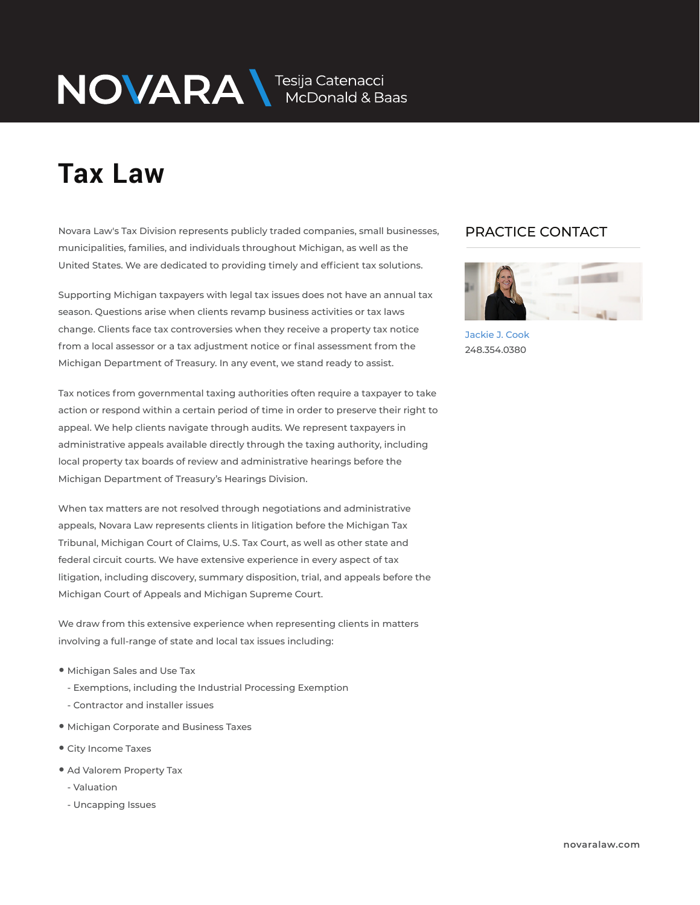NOVARA Tesija Catenacci McDonald & Baas

# Tax Law

Novara Law's Tax Division represents publicly traded companies, small businesses, municipalities, families, and individuals throughout Michigan, as well as the United States. We are dedicated to providing timely and efficient tax solutions.

Supporting Michigan taxpayers with legal tax issues does not have an annual tax season. Questions arise when clients revamp business activities or tax laws change. Clients face tax controversies when they receive a property tax notice from a local assessor or a tax adjustment notice or final assessment from the Michigan Department of Treasury. In any event, we stand ready to assist.

Tax notices from governmental taxing authorities often require a taxpayer to take action or respond within a certain period of time in order to preserve their right to appeal. We help clients navigate through audits. We represent taxpayers in administrative appeals available directly through the taxing authority, including local property tax boards of review and administrative hearings before the Michigan Department of Treasury's Hearings Division.

When tax matters are not resolved through negotiations and administrative appeals, Novara Law represents clients in litigation before the Michigan Tax Tribunal, Michigan Court of Claims, U.S. Tax Court, as well as other state and federal circuit courts. We have extensive experience in every aspect of tax litigation, including discovery, summary disposition, trial, and appeals before the Michigan Court of Appeals and Michigan Supreme Court.

We draw from this extensive experience when representing clients in matters involving a full-range of state and local tax issues including:

- Michigan Sales and Use Tax
  - Exemptions, including the Industrial Processing Exemption
  - Contractor and installer issues
- Michigan Corporate and Business Taxes
- City Income Taxes
- Ad Valorem Property Tax
  - Valuation
  - Uncapping Issues

## PRACTICE CONTACT

Jackie J. Cook
248.354.0380

novaralaw.com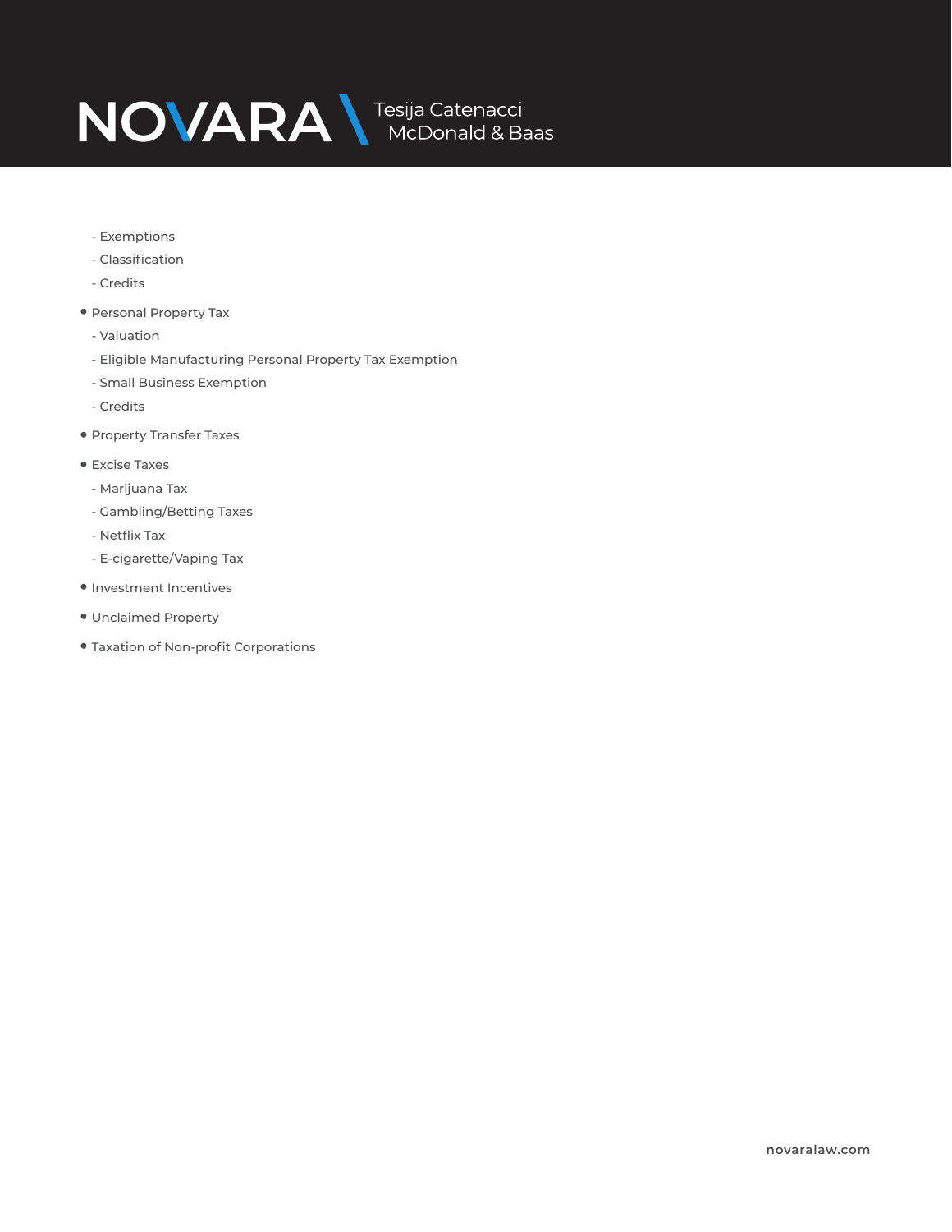- Exemptions
  - Classification
  - Credits
- Personal Property Tax
  - Valuation
  - Eligible Manufacturing Personal Property Tax Exemption
  - Small Business Exemption
  - Credits
- Property Transfer Taxes
- Excise Taxes
  - Marijuana Tax
  - Gambling/Betting Taxes
  - Netflix Tax
  - E-cigarette/Vaping Tax
- Investment Incentives
- Unclaimed Property
- Taxation of Non-profit Corporations